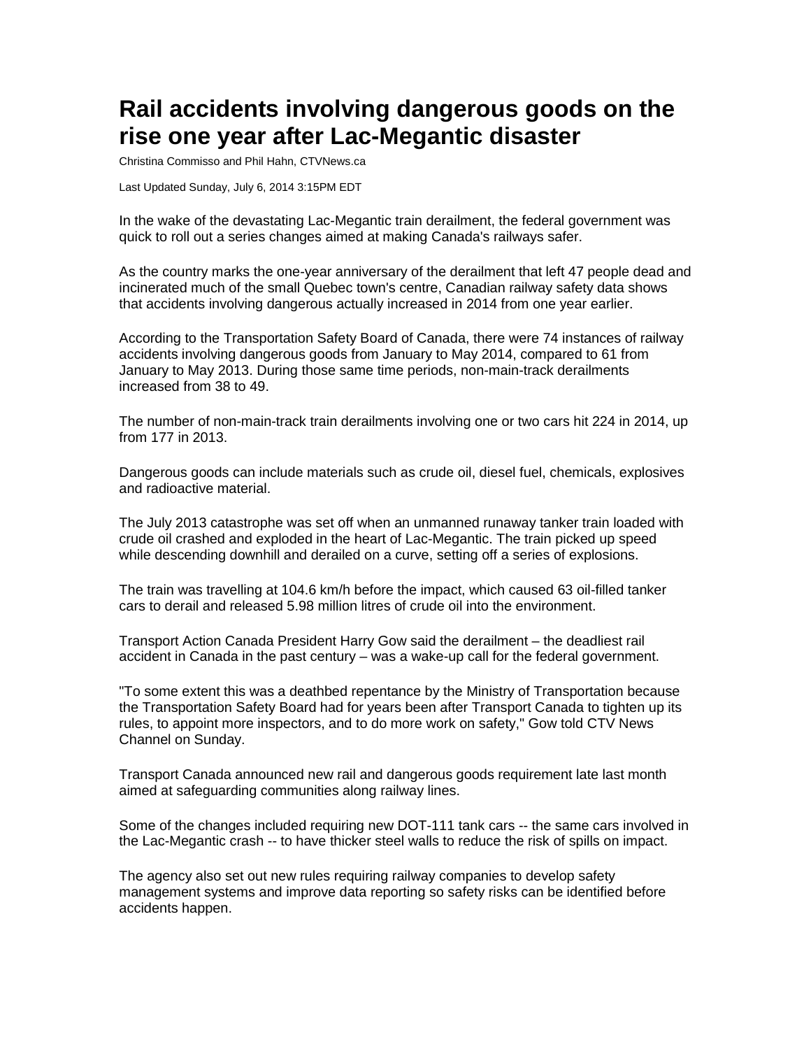# Rail accidents involving dangerous goods on the rise one year after Lac-Megantic disaster

Christina Commisso and Phil Hahn, CTVNews.ca

Last Updated Sunday, July 6, 2014 3:15PM EDT

In the wake of the devastating Lac-Megantic train derailment, the federal government was quick to roll out a series changes aimed at making Canada's railways safer.

As the country marks the one-year anniversary of the derailment that left 47 people dead and incinerated much of the small Quebec town's centre, Canadian railway safety data shows that accidents involving dangerous actually increased in 2014 from one year earlier.

According to the Transportation Safety Board of Canada, there were 74 instances of railway accidents involving dangerous goods from January to May 2014, compared to 61 from January to May 2013. During those same time periods, non-main-track derailments increased from 38 to 49.

The number of non-main-track train derailments involving one or two cars hit 224 in 2014, up from 177 in 2013.

Dangerous goods can include materials such as crude oil, diesel fuel, chemicals, explosives and radioactive material.

The July 2013 catastrophe was set off when an unmanned runaway tanker train loaded with crude oil crashed and exploded in the heart of Lac-Megantic. The train picked up speed while descending downhill and derailed on a curve, setting off a series of explosions.

The train was travelling at 104.6 km/h before the impact, which caused 63 oil-filled tanker cars to derail and released 5.98 million litres of crude oil into the environment.

Transport Action Canada President Harry Gow said the derailment – the deadliest rail accident in Canada in the past century – was a wake-up call for the federal government.

"To some extent this was a deathbed repentance by the Ministry of Transportation because the Transportation Safety Board had for years been after Transport Canada to tighten up its rules, to appoint more inspectors, and to do more work on safety," Gow told CTV News Channel on Sunday.

Transport Canada announced new rail and dangerous goods requirement late last month aimed at safeguarding communities along railway lines.

Some of the changes included requiring new DOT-111 tank cars -- the same cars involved in the Lac-Megantic crash -- to have thicker steel walls to reduce the risk of spills on impact.

The agency also set out new rules requiring railway companies to develop safety management systems and improve data reporting so safety risks can be identified before accidents happen.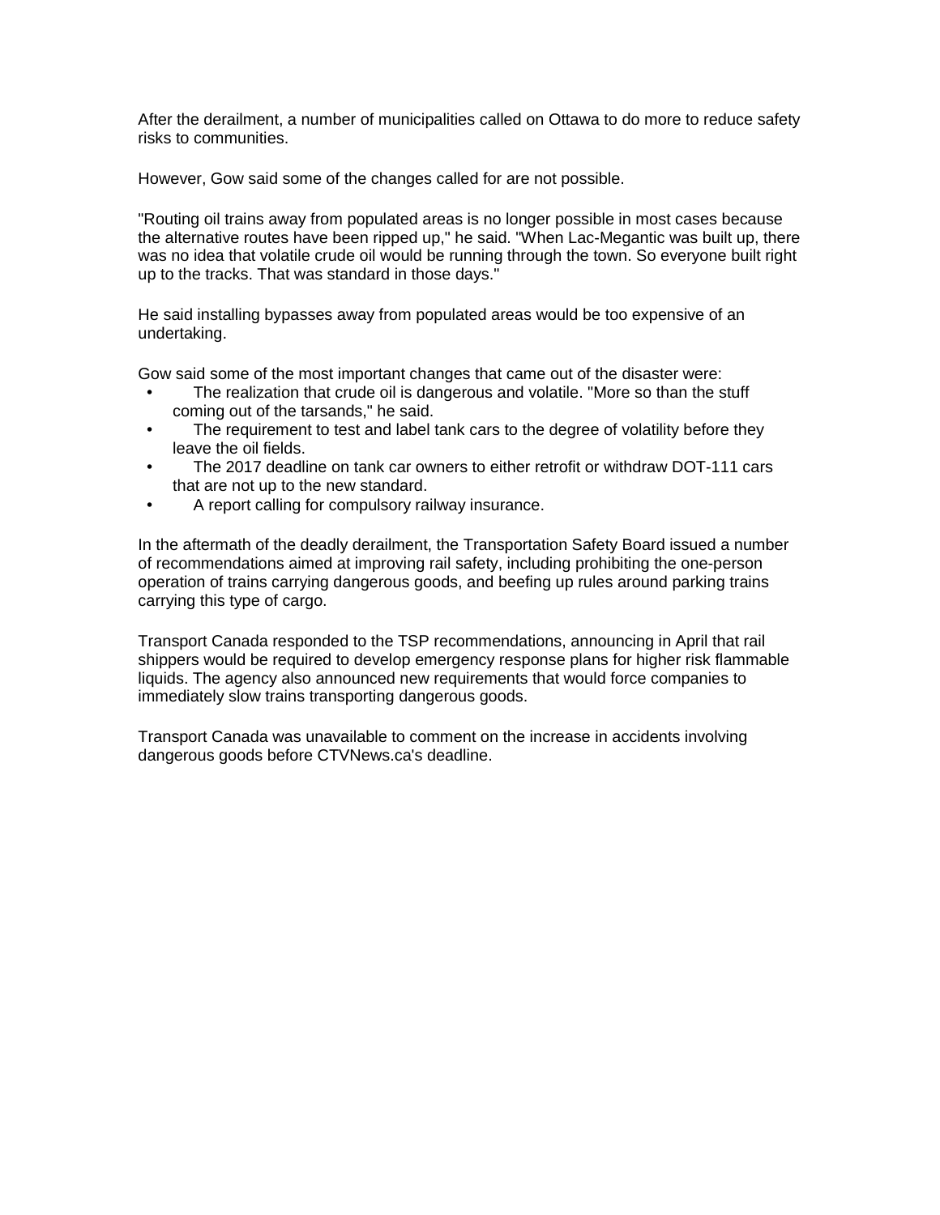After the derailment, a number of municipalities called on Ottawa to do more to reduce safety risks to communities.

However, Gow said some of the changes called for are not possible.

"Routing oil trains away from populated areas is no longer possible in most cases because the alternative routes have been ripped up," he said. "When Lac-Megantic was built up, there was no idea that volatile crude oil would be running through the town. So everyone built right up to the tracks. That was standard in those days."

He said installing bypasses away from populated areas would be too expensive of an undertaking.

Gow said some of the most important changes that came out of the disaster were:

- The realization that crude oil is dangerous and volatile. "More so than the stuff coming out of the tarsands," he said.
- The requirement to test and label tank cars to the degree of volatility before they leave the oil fields.
- The 2017 deadline on tank car owners to either retrofit or withdraw DOT-111 cars that are not up to the new standard.
- A report calling for compulsory railway insurance.

In the aftermath of the deadly derailment, the Transportation Safety Board issued a number of recommendations aimed at improving rail safety, including prohibiting the one-person operation of trains carrying dangerous goods, and beefing up rules around parking trains carrying this type of cargo.

Transport Canada responded to the TSP recommendations, announcing in April that rail shippers would be required to develop emergency response plans for higher risk flammable liquids. The agency also announced new requirements that would force companies to immediately slow trains transporting dangerous goods.

Transport Canada was unavailable to comment on the increase in accidents involving dangerous goods before CTVNews.ca's deadline.